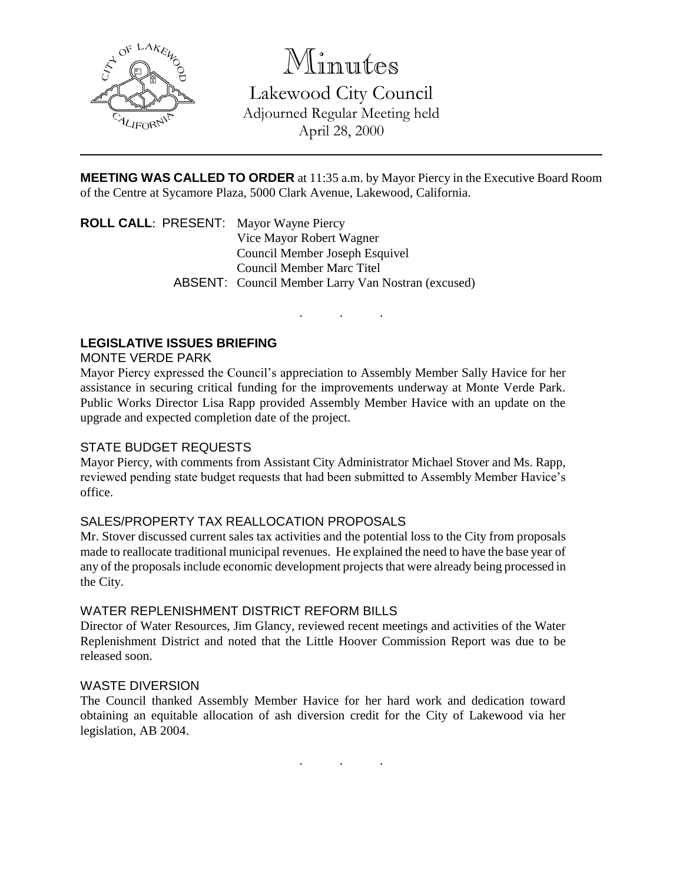# Minutes

## Lakewood City Council

Adjourned Regular Meeting held
April 28, 2000

---

**MEETING WAS CALLED TO ORDER** at 11:35 a.m. by Mayor Piercy in the Executive Board Room of the Centre at Sycamore Plaza, 5000 Clark Avenue, Lakewood, California.

**ROLL CALL**: PRESENT: Mayor Wayne Piercy
Vice Mayor Robert Wagner
Council Member Joseph Esquivel
Council Member Marc Titel
ABSENT: Council Member Larry Van Nostran (excused)

. . .

### LEGISLATIVE ISSUES BRIEFING

MONTE VERDE PARK

Mayor Piercy expressed the Council's appreciation to Assembly Member Sally Havice for her assistance in securing critical funding for the improvements underway at Monte Verde Park. Public Works Director Lisa Rapp provided Assembly Member Havice with an update on the upgrade and expected completion date of the project.

STATE BUDGET REQUESTS

Mayor Piercy, with comments from Assistant City Administrator Michael Stover and Ms. Rapp, reviewed pending state budget requests that had been submitted to Assembly Member Havice's office.

SALES/PROPERTY TAX REALLOCATION PROPOSALS

Mr. Stover discussed current sales tax activities and the potential loss to the City from proposals made to reallocate traditional municipal revenues. He explained the need to have the base year of any of the proposals include economic development projects that were already being processed in the City.

WATER REPLENISHMENT DISTRICT REFORM BILLS

Director of Water Resources, Jim Glancy, reviewed recent meetings and activities of the Water Replenishment District and noted that the Little Hoover Commission Report was due to be released soon.

WASTE DIVERSION

The Council thanked Assembly Member Havice for her hard work and dedication toward obtaining an equitable allocation of ash diversion credit for the City of Lakewood via her legislation, AB 2004.

. . .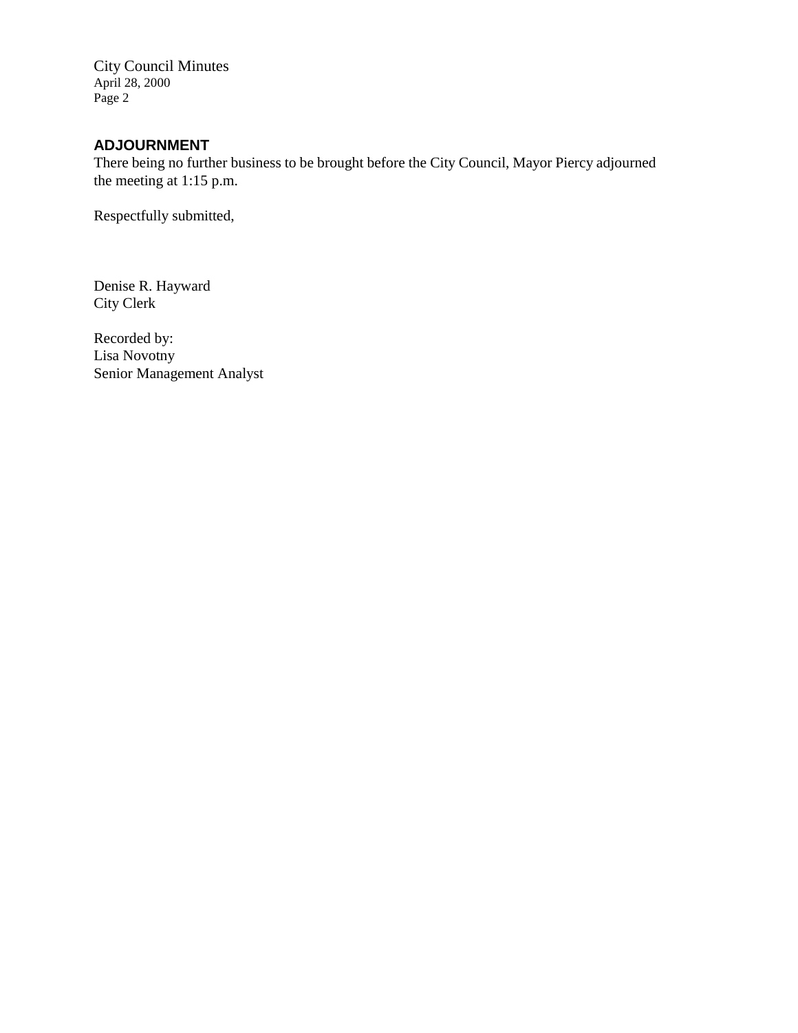## ADJOURNMENT

There being no further business to be brought before the City Council, Mayor Piercy adjourned the meeting at 1:15 p.m.

Respectfully submitted,

Denise R. Hayward
City Clerk

Recorded by:
Lisa Novotny
Senior Management Analyst